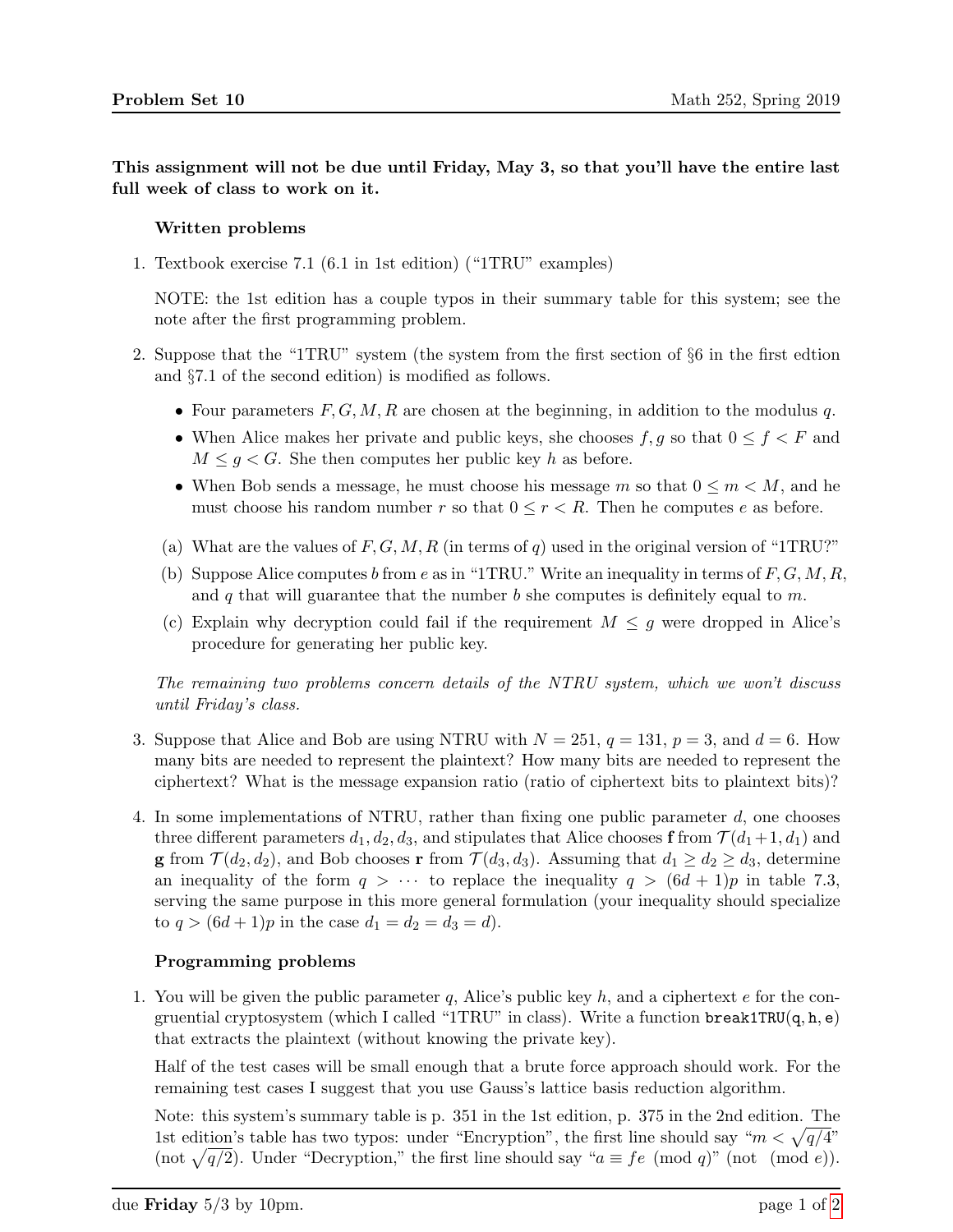**This assignment will not be due until Friday, May 3, so that you'll have the entire last full week of class to work on it.**

**Written problems**

1. Textbook exercise 7.1 (6.1 in 1st edition) ("1TRU" examples)

   NOTE: the 1st edition has a couple typos in their summary table for this system; see the note after the first programming problem.

2. Suppose that the "1TRU" system (the system from the first section of §6 in the first edtion and §7.1 of the second edition) is modified as follows.

   - Four parameters $F, G, M, R$ are chosen at the beginning, in addition to the modulus $q$.
   - When Alice makes her private and public keys, she chooses $f, g$ so that $0 \le f < F$ and $M \le g < G$. She then computes her public key $h$ as before.
   - When Bob sends a message, he must choose his message $m$ so that $0 \le m < M$, and he must choose his random number $r$ so that $0 \le r < R$. Then he computes $e$ as before.

   (a) What are the values of $F, G, M, R$ (in terms of $q$) used in the original version of "1TRU?"

   (b) Suppose Alice computes $b$ from $e$ as in "1TRU." Write an inequality in terms of $F, G, M, R$, and $q$ that will guarantee that the number $b$ she computes is definitely equal to $m$.

   (c) Explain why decryption could fail if the requirement $M \le g$ were dropped in Alice's procedure for generating her public key.

*The remaining two problems concern details of the NTRU system, which we won't discuss until Friday's class.*

3. Suppose that Alice and Bob are using NTRU with $N = 251$, $q = 131$, $p = 3$, and $d = 6$. How many bits are needed to represent the plaintext? How many bits are needed to represent the ciphertext? What is the message expansion ratio (ratio of ciphertext bits to plaintext bits)?

4. In some implementations of NTRU, rather than fixing one public parameter $d$, one chooses three different parameters $d_1, d_2, d_3$, and stipulates that Alice chooses $\mathbf{f}$ from $\mathcal{T}(d_1+1, d_1)$ and $\mathbf{g}$ from $\mathcal{T}(d_2, d_2)$, and Bob chooses $\mathbf{r}$ from $\mathcal{T}(d_3, d_3)$. Assuming that $d_1 \ge d_2 \ge d_3$, determine an inequality of the form $q > \cdots$ to replace the inequality $q > (6d+1)p$ in table 7.3, serving the same purpose in this more general formulation (your inequality should specialize to $q > (6d+1)p$ in the case $d_1 = d_2 = d_3 = d$).

**Programming problems**

1. You will be given the public parameter $q$, Alice's public key $h$, and a ciphertext $e$ for the congruential cryptosystem (which I called "1TRU" in class). Write a function `break1TRU(q, h, e)` that extracts the plaintext (without knowing the private key).

   Half of the test cases will be small enough that a brute force approach should work. For the remaining test cases I suggest that you use Gauss's lattice basis reduction algorithm.

   Note: this system's summary table is p. 351 in the 1st edition, p. 375 in the 2nd edition. The 1st edition's table has two typos: under "Encryption", the first line should say "$m < \sqrt{q/4}$" (not $\sqrt{q/2}$). Under "Decryption," the first line should say "$a \equiv fe \pmod{q}$" (not $\pmod{e}$).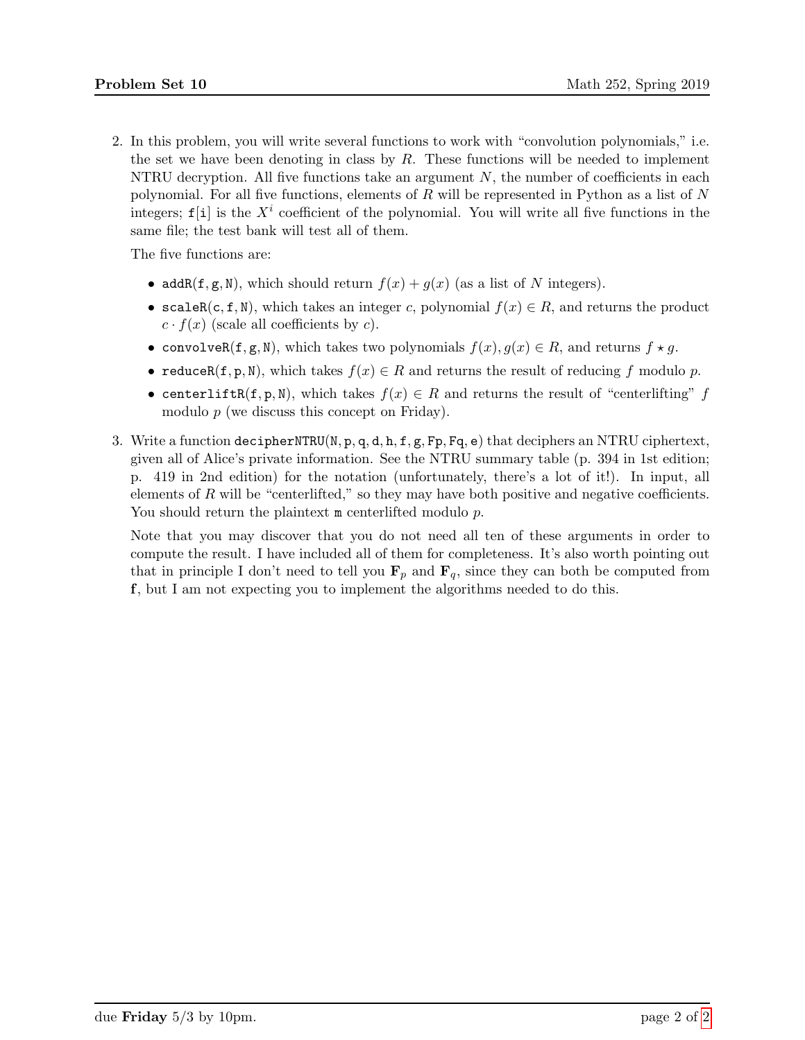2. In this problem, you will write several functions to work with "convolution polynomials," i.e. the set we have been denoting in class by $R$. These functions will be needed to implement NTRU decryption. All five functions take an argument $N$, the number of coefficients in each polynomial. For all five functions, elements of $R$ will be represented in Python as a list of $N$ integers; `f[i]` is the $X^i$ coefficient of the polynomial. You will write all five functions in the same file; the test bank will test all of them.

   The five functions are:

   - `addR(f,g,N)`, which should return $f(x) + g(x)$ (as a list of $N$ integers).
   - `scaleR(c,f,N)`, which takes an integer $c$, polynomial $f(x) \in R$, and returns the product $c \cdot f(x)$ (scale all coefficients by $c$).
   - `convolveR(f,g,N)`, which takes two polynomials $f(x), g(x) \in R$, and returns $f \star g$.
   - `reduceR(f,p,N)`, which takes $f(x) \in R$ and returns the result of reducing $f$ modulo $p$.
   - `centerliftR(f,p,N)`, which takes $f(x) \in R$ and returns the result of "centerlifting" $f$ modulo $p$ (we discuss this concept on Friday).

3. Write a function `decipherNTRU(N,p,q,d,h,f,g,Fp,Fq,e)` that deciphers an NTRU ciphertext, given all of Alice's private information. See the NTRU summary table (p. 394 in 1st edition; p. 419 in 2nd edition) for the notation (unfortunately, there's a lot of it!). In input, all elements of $R$ will be "centerlifted," so they may have both positive and negative coefficients. You should return the plaintext `m` centerlifted modulo $p$.

   Note that you may discover that you do not need all ten of these arguments in order to compute the result. I have included all of them for completeness. It's also worth pointing out that in principle I don't need to tell you $\mathbf{F}_p$ and $\mathbf{F}_q$, since they can both be computed from $\mathbf{f}$, but I am not expecting you to implement the algorithms needed to do this.